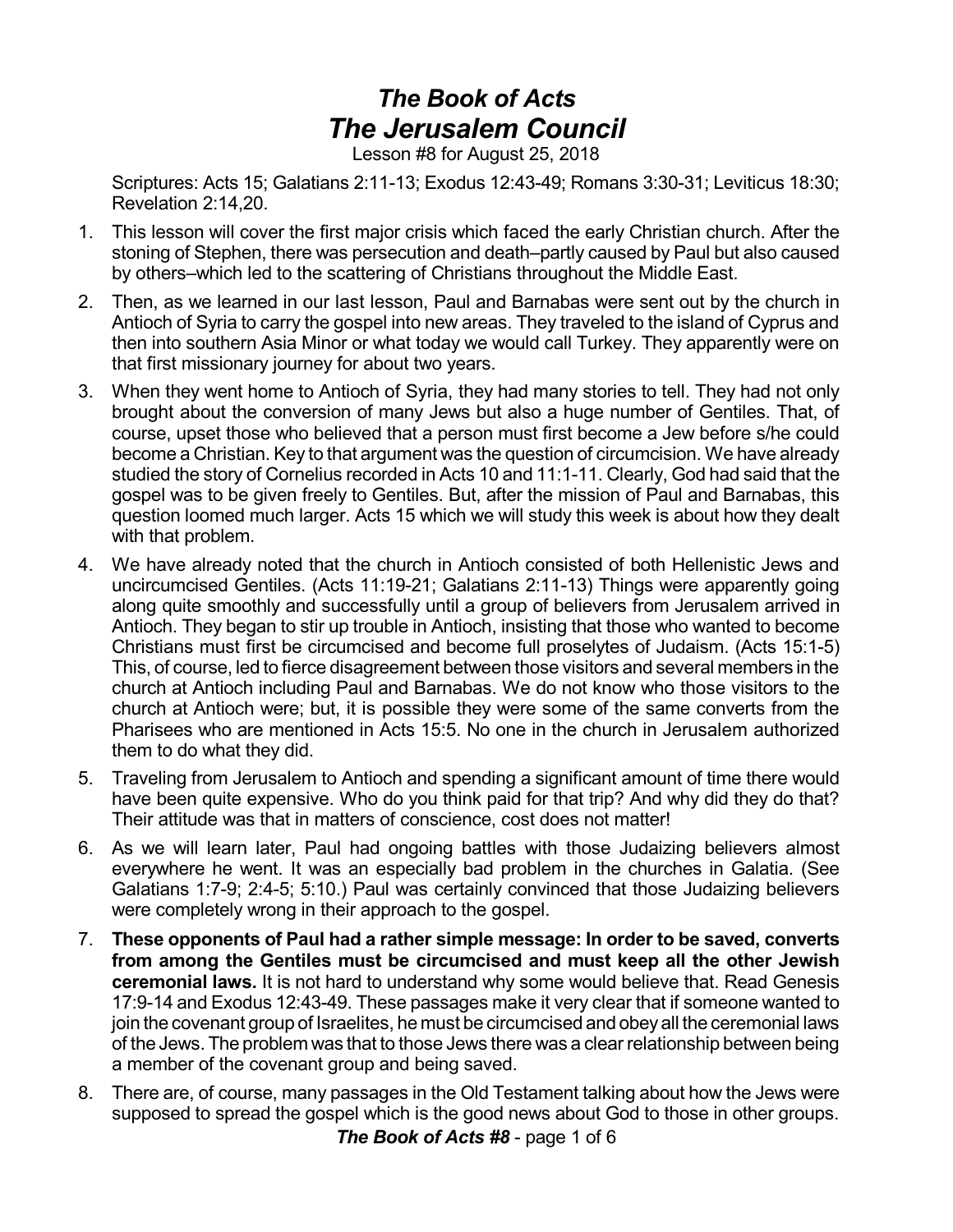# *The Book of Acts*
# *The Jerusalem Council*

Lesson #8 for August 25, 2018

Scriptures: Acts 15; Galatians 2:11-13; Exodus 12:43-49; Romans 3:30-31; Leviticus 18:30; Revelation 2:14,20.

1. This lesson will cover the first major crisis which faced the early Christian church. After the stoning of Stephen, there was persecution and death–partly caused by Paul but also caused by others–which led to the scattering of Christians throughout the Middle East.

2. Then, as we learned in our last lesson, Paul and Barnabas were sent out by the church in Antioch of Syria to carry the gospel into new areas. They traveled to the island of Cyprus and then into southern Asia Minor or what today we would call Turkey. They apparently were on that first missionary journey for about two years.

3. When they went home to Antioch of Syria, they had many stories to tell. They had not only brought about the conversion of many Jews but also a huge number of Gentiles. That, of course, upset those who believed that a person must first become a Jew before s/he could become a Christian. Key to that argument was the question of circumcision. We have already studied the story of Cornelius recorded in Acts 10 and 11:1-11. Clearly, God had said that the gospel was to be given freely to Gentiles. But, after the mission of Paul and Barnabas, this question loomed much larger. Acts 15 which we will study this week is about how they dealt with that problem.

4. We have already noted that the church in Antioch consisted of both Hellenistic Jews and uncircumcised Gentiles. (Acts 11:19-21; Galatians 2:11-13) Things were apparently going along quite smoothly and successfully until a group of believers from Jerusalem arrived in Antioch. They began to stir up trouble in Antioch, insisting that those who wanted to become Christians must first be circumcised and become full proselytes of Judaism. (Acts 15:1-5) This, of course, led to fierce disagreement between those visitors and several members in the church at Antioch including Paul and Barnabas. We do not know who those visitors to the church at Antioch were; but, it is possible they were some of the same converts from the Pharisees who are mentioned in Acts 15:5. No one in the church in Jerusalem authorized them to do what they did.

5. Traveling from Jerusalem to Antioch and spending a significant amount of time there would have been quite expensive. Who do you think paid for that trip? And why did they do that? Their attitude was that in matters of conscience, cost does not matter!

6. As we will learn later, Paul had ongoing battles with those Judaizing believers almost everywhere he went. It was an especially bad problem in the churches in Galatia. (See Galatians 1:7-9; 2:4-5; 5:10.) Paul was certainly convinced that those Judaizing believers were completely wrong in their approach to the gospel.

7. **These opponents of Paul had a rather simple message: In order to be saved, converts from among the Gentiles must be circumcised and must keep all the other Jewish ceremonial laws.** It is not hard to understand why some would believe that. Read Genesis 17:9-14 and Exodus 12:43-49. These passages make it very clear that if someone wanted to join the covenant group of Israelites, he must be circumcised and obey all the ceremonial laws of the Jews. The problem was that to those Jews there was a clear relationship between being a member of the covenant group and being saved.

8. There are, of course, many passages in the Old Testament talking about how the Jews were supposed to spread the gospel which is the good news about God to those in other groups.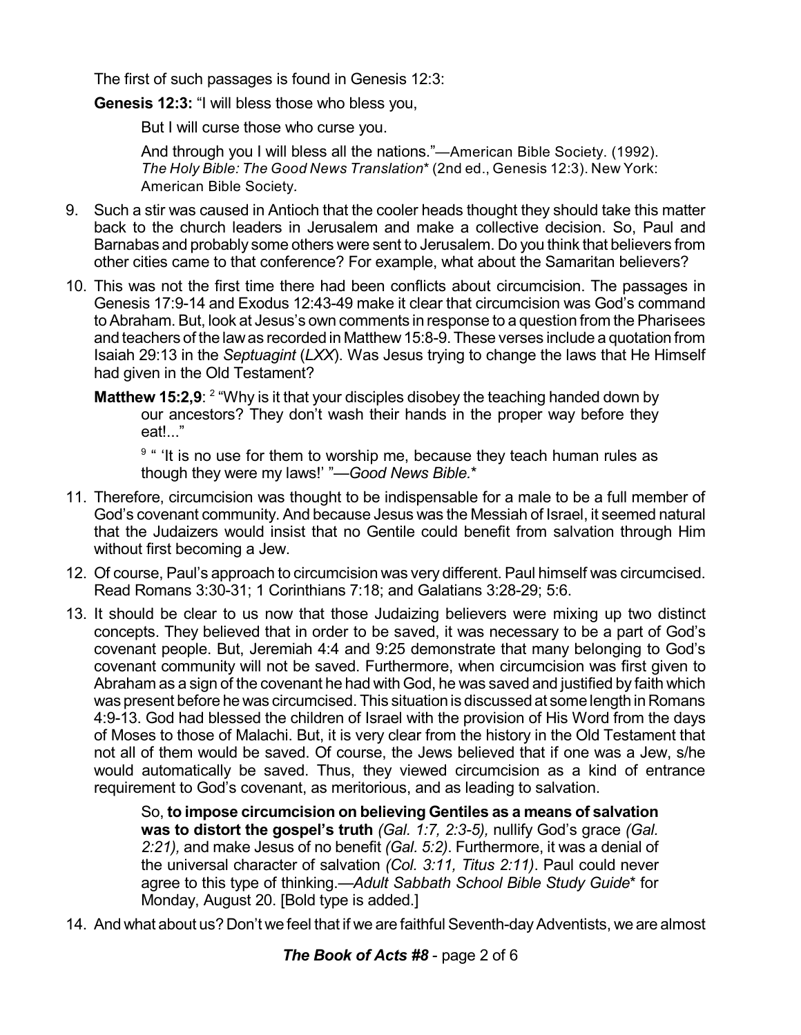The first of such passages is found in Genesis 12:3:

**Genesis 12:3:** "I will bless those who bless you,

> But I will curse those who curse you.
>
> And through you I will bless all the nations."—American Bible Society. (1992). *The Holy Bible: The Good News Translation\** (2nd ed., Genesis 12:3). New York: American Bible Society.

9. Such a stir was caused in Antioch that the cooler heads thought they should take this matter back to the church leaders in Jerusalem and make a collective decision. So, Paul and Barnabas and probably some others were sent to Jerusalem. Do you think that believers from other cities came to that conference? For example, what about the Samaritan believers?

10. This was not the first time there had been conflicts about circumcision. The passages in Genesis 17:9-14 and Exodus 12:43-49 make it clear that circumcision was God's command to Abraham. But, look at Jesus's own comments in response to a question from the Pharisees and teachers of the law as recorded in Matthew 15:8-9. These verses include a quotation from Isaiah 29:13 in the *Septuagint* (*LXX*). Was Jesus trying to change the laws that He Himself had given in the Old Testament?

    **Matthew 15:2,9**: [2] "Why is it that your disciples disobey the teaching handed down by our ancestors? They don't wash their hands in the proper way before they eat!..."

    > [9] " 'It is no use for them to worship me, because they teach human rules as though they were my laws!' "—*Good News Bible.\**

11. Therefore, circumcision was thought to be indispensable for a male to be a full member of God's covenant community. And because Jesus was the Messiah of Israel, it seemed natural that the Judaizers would insist that no Gentile could benefit from salvation through Him without first becoming a Jew.

12. Of course, Paul's approach to circumcision was very different. Paul himself was circumcised. Read Romans 3:30-31; 1 Corinthians 7:18; and Galatians 3:28-29; 5:6.

13. It should be clear to us now that those Judaizing believers were mixing up two distinct concepts. They believed that in order to be saved, it was necessary to be a part of God's covenant people. But, Jeremiah 4:4 and 9:25 demonstrate that many belonging to God's covenant community will not be saved. Furthermore, when circumcision was first given to Abraham as a sign of the covenant he had with God, he was saved and justified by faith which was present before he was circumcised. This situation is discussed at some length in Romans 4:9-13. God had blessed the children of Israel with the provision of His Word from the days of Moses to those of Malachi. But, it is very clear from the history in the Old Testament that not all of them would be saved. Of course, the Jews believed that if one was a Jew, s/he would automatically be saved. Thus, they viewed circumcision as a kind of entrance requirement to God's covenant, as meritorious, and as leading to salvation.

    > So, **to impose circumcision on believing Gentiles as a means of salvation was to distort the gospel's truth** *(Gal. 1:7, 2:3-5),* nullify God's grace *(Gal. 2:21),* and make Jesus of no benefit *(Gal. 5:2)*. Furthermore, it was a denial of the universal character of salvation *(Col. 3:11, Titus 2:11)*. Paul could never agree to this type of thinking.—*Adult Sabbath School Bible Study Guide\** for Monday, August 20. [Bold type is added.]

14. And what about us? Don't we feel that if we are faithful Seventh-day Adventists, we are almost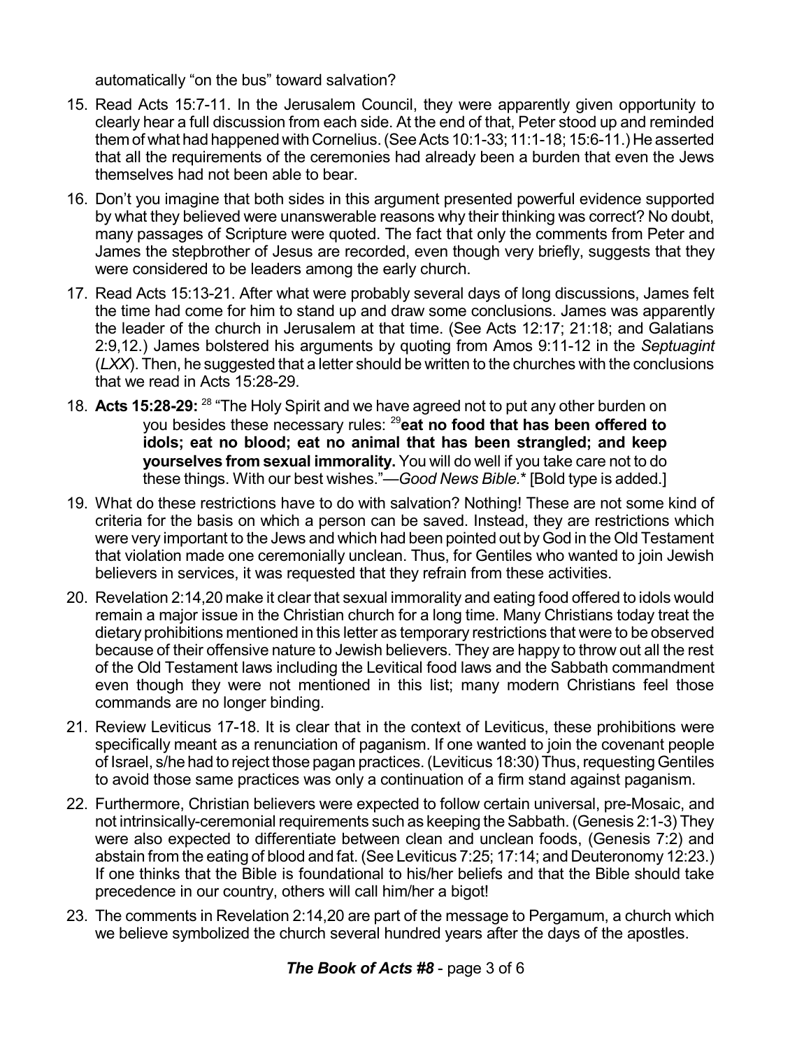automatically "on the bus" toward salvation?

15. Read Acts 15:7-11. In the Jerusalem Council, they were apparently given opportunity to clearly hear a full discussion from each side. At the end of that, Peter stood up and reminded them of what had happened with Cornelius. (See Acts 10:1-33; 11:1-18; 15:6-11.) He asserted that all the requirements of the ceremonies had already been a burden that even the Jews themselves had not been able to bear.
16. Don't you imagine that both sides in this argument presented powerful evidence supported by what they believed were unanswerable reasons why their thinking was correct? No doubt, many passages of Scripture were quoted. The fact that only the comments from Peter and James the stepbrother of Jesus are recorded, even though very briefly, suggests that they were considered to be leaders among the early church.
17. Read Acts 15:13-21. After what were probably several days of long discussions, James felt the time had come for him to stand up and draw some conclusions. James was apparently the leader of the church in Jerusalem at that time. (See Acts 12:17; 21:18; and Galatians 2:9,12.) James bolstered his arguments by quoting from Amos 9:11-12 in the *Septuagint* (*LXX*). Then, he suggested that a letter should be written to the churches with the conclusions that we read in Acts 15:28-29.
18. **Acts 15:28-29:** [28] "The Holy Spirit and we have agreed not to put any other burden on you besides these necessary rules: [29]**eat no food that has been offered to idols; eat no blood; eat no animal that has been strangled; and keep yourselves from sexual immorality.** You will do well if you take care not to do these things. With our best wishes."—*Good News Bible.*\* [Bold type is added.]
19. What do these restrictions have to do with salvation? Nothing! These are not some kind of criteria for the basis on which a person can be saved. Instead, they are restrictions which were very important to the Jews and which had been pointed out by God in the Old Testament that violation made one ceremonially unclean. Thus, for Gentiles who wanted to join Jewish believers in services, it was requested that they refrain from these activities.
20. Revelation 2:14,20 make it clear that sexual immorality and eating food offered to idols would remain a major issue in the Christian church for a long time. Many Christians today treat the dietary prohibitions mentioned in this letter as temporary restrictions that were to be observed because of their offensive nature to Jewish believers. They are happy to throw out all the rest of the Old Testament laws including the Levitical food laws and the Sabbath commandment even though they were not mentioned in this list; many modern Christians feel those commands are no longer binding.
21. Review Leviticus 17-18. It is clear that in the context of Leviticus, these prohibitions were specifically meant as a renunciation of paganism. If one wanted to join the covenant people of Israel, s/he had to reject those pagan practices. (Leviticus 18:30) Thus, requesting Gentiles to avoid those same practices was only a continuation of a firm stand against paganism.
22. Furthermore, Christian believers were expected to follow certain universal, pre-Mosaic, and not intrinsically-ceremonial requirements such as keeping the Sabbath. (Genesis 2:1-3) They were also expected to differentiate between clean and unclean foods, (Genesis 7:2) and abstain from the eating of blood and fat. (See Leviticus 7:25; 17:14; and Deuteronomy 12:23.) If one thinks that the Bible is foundational to his/her beliefs and that the Bible should take precedence in our country, others will call him/her a bigot!
23. The comments in Revelation 2:14,20 are part of the message to Pergamum, a church which we believe symbolized the church several hundred years after the days of the apostles.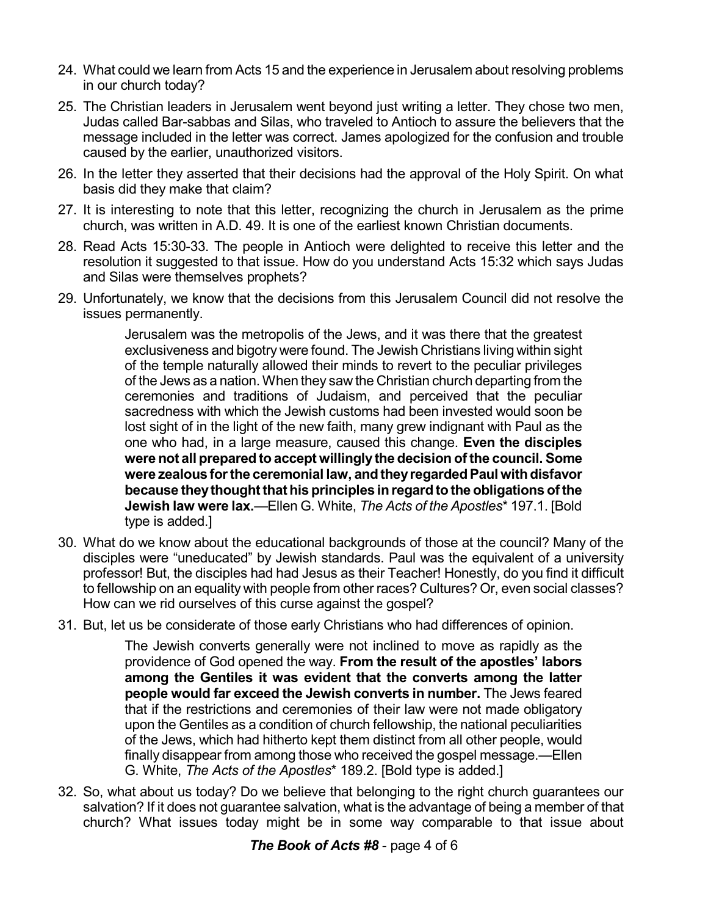24. What could we learn from Acts 15 and the experience in Jerusalem about resolving problems in our church today?

25. The Christian leaders in Jerusalem went beyond just writing a letter. They chose two men, Judas called Bar-sabbas and Silas, who traveled to Antioch to assure the believers that the message included in the letter was correct. James apologized for the confusion and trouble caused by the earlier, unauthorized visitors.

26. In the letter they asserted that their decisions had the approval of the Holy Spirit. On what basis did they make that claim?

27. It is interesting to note that this letter, recognizing the church in Jerusalem as the prime church, was written in A.D. 49. It is one of the earliest known Christian documents.

28. Read Acts 15:30-33. The people in Antioch were delighted to receive this letter and the resolution it suggested to that issue. How do you understand Acts 15:32 which says Judas and Silas were themselves prophets?

29. Unfortunately, we know that the decisions from this Jerusalem Council did not resolve the issues permanently.

    > Jerusalem was the metropolis of the Jews, and it was there that the greatest exclusiveness and bigotry were found. The Jewish Christians living within sight of the temple naturally allowed their minds to revert to the peculiar privileges of the Jews as a nation. When they saw the Christian church departing from the ceremonies and traditions of Judaism, and perceived that the peculiar sacredness with which the Jewish customs had been invested would soon be lost sight of in the light of the new faith, many grew indignant with Paul as the one who had, in a large measure, caused this change. **Even the disciples were not all prepared to accept willingly the decision of the council. Some were zealous for the ceremonial law, and they regarded Paul with disfavor because they thought that his principles in regard to the obligations of the Jewish law were lax.**—Ellen G. White, *The Acts of the Apostles** 197.1. [Bold type is added.]

30. What do we know about the educational backgrounds of those at the council? Many of the disciples were "uneducated" by Jewish standards. Paul was the equivalent of a university professor! But, the disciples had had Jesus as their Teacher! Honestly, do you find it difficult to fellowship on an equality with people from other races? Cultures? Or, even social classes? How can we rid ourselves of this curse against the gospel?

31. But, let us be considerate of those early Christians who had differences of opinion.

    > The Jewish converts generally were not inclined to move as rapidly as the providence of God opened the way. **From the result of the apostles' labors among the Gentiles it was evident that the converts among the latter people would far exceed the Jewish converts in number.** The Jews feared that if the restrictions and ceremonies of their law were not made obligatory upon the Gentiles as a condition of church fellowship, the national peculiarities of the Jews, which had hitherto kept them distinct from all other people, would finally disappear from among those who received the gospel message.—Ellen G. White, *The Acts of the Apostles** 189.2. [Bold type is added.]

32. So, what about us today? Do we believe that belonging to the right church guarantees our salvation? If it does not guarantee salvation, what is the advantage of being a member of that church? What issues today might be in some way comparable to that issue about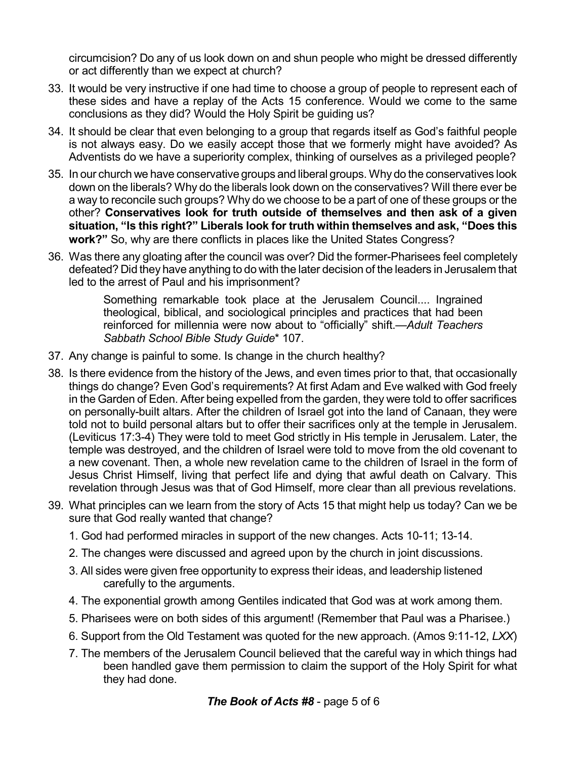circumcision? Do any of us look down on and shun people who might be dressed differently or act differently than we expect at church?

33. It would be very instructive if one had time to choose a group of people to represent each of these sides and have a replay of the Acts 15 conference. Would we come to the same conclusions as they did? Would the Holy Spirit be guiding us?

34. It should be clear that even belonging to a group that regards itself as God's faithful people is not always easy. Do we easily accept those that we formerly might have avoided? As Adventists do we have a superiority complex, thinking of ourselves as a privileged people?

35. In our church we have conservative groups and liberal groups. Why do the conservatives look down on the liberals? Why do the liberals look down on the conservatives? Will there ever be a way to reconcile such groups? Why do we choose to be a part of one of these groups or the other? **Conservatives look for truth outside of themselves and then ask of a given situation, "Is this right?" Liberals look for truth within themselves and ask, "Does this work?"** So, why are there conflicts in places like the United States Congress?

36. Was there any gloating after the council was over? Did the former-Pharisees feel completely defeated? Did they have anything to do with the later decision of the leaders in Jerusalem that led to the arrest of Paul and his imprisonment?

    > Something remarkable took place at the Jerusalem Council.... Ingrained theological, biblical, and sociological principles and practices that had been reinforced for millennia were now about to "officially" shift.—*Adult Teachers Sabbath School Bible Study Guide*\* 107.

37. Any change is painful to some. Is change in the church healthy?

38. Is there evidence from the history of the Jews, and even times prior to that, that occasionally things do change? Even God's requirements? At first Adam and Eve walked with God freely in the Garden of Eden. After being expelled from the garden, they were told to offer sacrifices on personally-built altars. After the children of Israel got into the land of Canaan, they were told not to build personal altars but to offer their sacrifices only at the temple in Jerusalem. (Leviticus 17:3-4) They were told to meet God strictly in His temple in Jerusalem. Later, the temple was destroyed, and the children of Israel were told to move from the old covenant to a new covenant. Then, a whole new revelation came to the children of Israel in the form of Jesus Christ Himself, living that perfect life and dying that awful death on Calvary. This revelation through Jesus was that of God Himself, more clear than all previous revelations.

39. What principles can we learn from the story of Acts 15 that might help us today? Can we be sure that God really wanted that change?

    1. God had performed miracles in support of the new changes. Acts 10-11; 13-14.
    2. The changes were discussed and agreed upon by the church in joint discussions.
    3. All sides were given free opportunity to express their ideas, and leadership listened carefully to the arguments.
    4. The exponential growth among Gentiles indicated that God was at work among them.
    5. Pharisees were on both sides of this argument! (Remember that Paul was a Pharisee.)
    6. Support from the Old Testament was quoted for the new approach. (Amos 9:11-12, *LXX*)
    7. The members of the Jerusalem Council believed that the careful way in which things had been handled gave them permission to claim the support of the Holy Spirit for what they had done.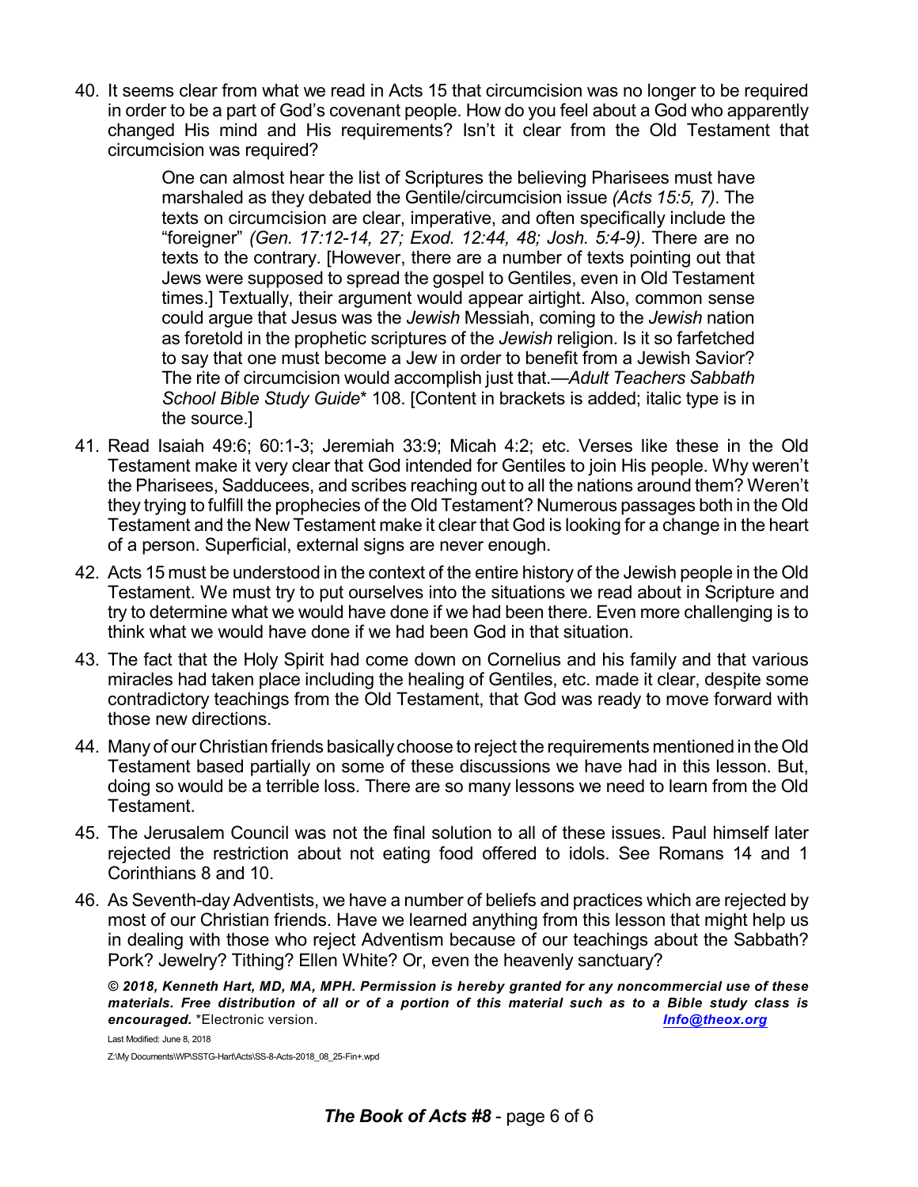40. It seems clear from what we read in Acts 15 that circumcision was no longer to be required in order to be a part of God's covenant people. How do you feel about a God who apparently changed His mind and His requirements? Isn't it clear from the Old Testament that circumcision was required?

    > One can almost hear the list of Scriptures the believing Pharisees must have marshaled as they debated the Gentile/circumcision issue *(Acts 15:5, 7)*. The texts on circumcision are clear, imperative, and often specifically include the "foreigner" *(Gen. 17:12-14, 27; Exod. 12:44, 48; Josh. 5:4-9)*. There are no texts to the contrary. [However, there are a number of texts pointing out that Jews were supposed to spread the gospel to Gentiles, even in Old Testament times.] Textually, their argument would appear airtight. Also, common sense could argue that Jesus was the *Jewish* Messiah, coming to the *Jewish* nation as foretold in the prophetic scriptures of the *Jewish* religion. Is it so farfetched to say that one must become a Jew in order to benefit from a Jewish Savior? The rite of circumcision would accomplish just that.—*Adult Teachers Sabbath School Bible Study Guide*\* 108. [Content in brackets is added; italic type is in the source.]

41. Read Isaiah 49:6; 60:1-3; Jeremiah 33:9; Micah 4:2; etc. Verses like these in the Old Testament make it very clear that God intended for Gentiles to join His people. Why weren't the Pharisees, Sadducees, and scribes reaching out to all the nations around them? Weren't they trying to fulfill the prophecies of the Old Testament? Numerous passages both in the Old Testament and the New Testament make it clear that God is looking for a change in the heart of a person. Superficial, external signs are never enough.

42. Acts 15 must be understood in the context of the entire history of the Jewish people in the Old Testament. We must try to put ourselves into the situations we read about in Scripture and try to determine what we would have done if we had been there. Even more challenging is to think what we would have done if we had been God in that situation.

43. The fact that the Holy Spirit had come down on Cornelius and his family and that various miracles had taken place including the healing of Gentiles, etc. made it clear, despite some contradictory teachings from the Old Testament, that God was ready to move forward with those new directions.

44. Many of our Christian friends basically choose to reject the requirements mentioned in the Old Testament based partially on some of these discussions we have had in this lesson. But, doing so would be a terrible loss. There are so many lessons we need to learn from the Old Testament.

45. The Jerusalem Council was not the final solution to all of these issues. Paul himself later rejected the restriction about not eating food offered to idols. See Romans 14 and 1 Corinthians 8 and 10.

46. As Seventh-day Adventists, we have a number of beliefs and practices which are rejected by most of our Christian friends. Have we learned anything from this lesson that might help us in dealing with those who reject Adventism because of our teachings about the Sabbath? Pork? Jewelry? Tithing? Ellen White? Or, even the heavenly sanctuary?

***© 2018, Kenneth Hart, MD, MA, MPH. Permission is hereby granted for any noncommercial use of these materials. Free distribution of all or of a portion of this material such as to a Bible study class is encouraged.*** \*Electronic version. ***Info@theox.org***

Last Modified: June 8, 2018

Z:\My Documents\WP\SSTG-Hart\Acts\SS-8-Acts-2018_08_25-Fin+.wpd